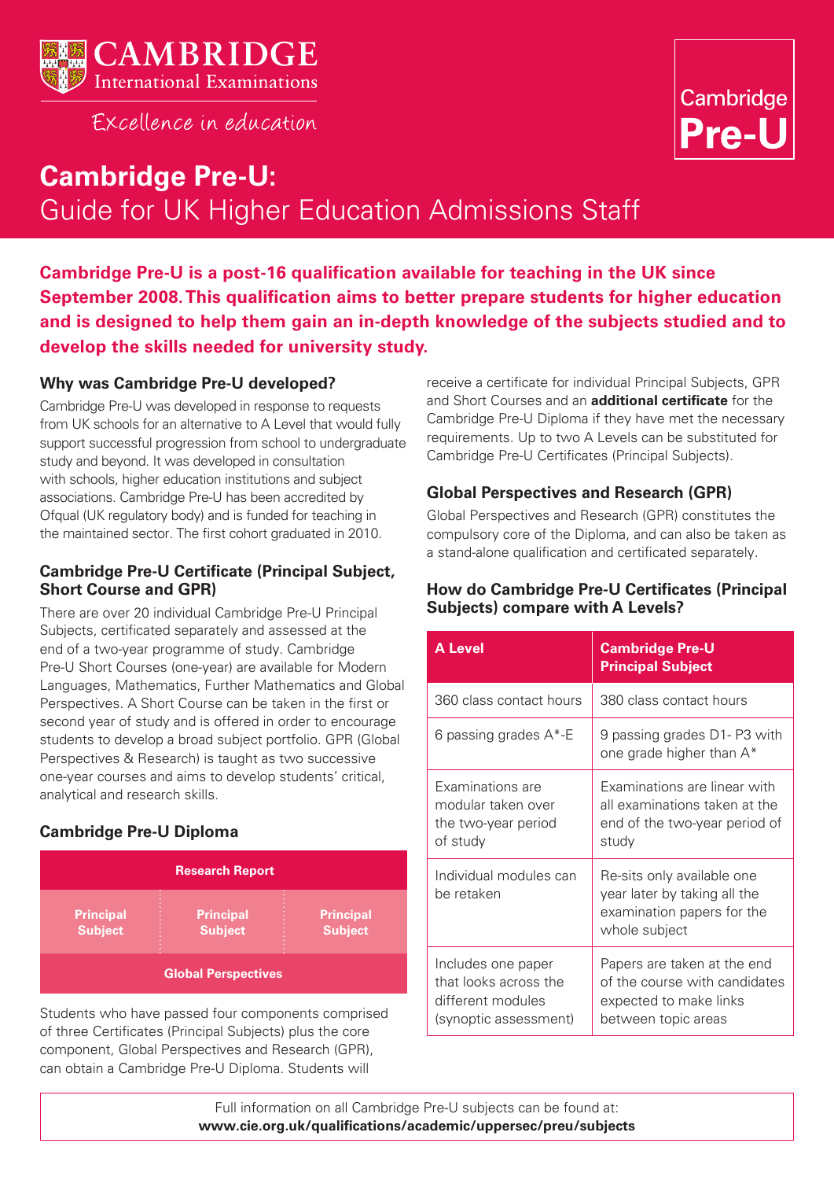CAMBRIDGE
International Examinations

Excellence in education

Cambridge **Pre-U**

# Cambridge Pre-U:
## Guide for UK Higher Education Admissions Staff

**Cambridge Pre-U is a post-16 qualification available for teaching in the UK since September 2008. This qualification aims to better prepare students for higher education and is designed to help them gain an in-depth knowledge of the subjects studied and to develop the skills needed for university study.**

### Why was Cambridge Pre-U developed?

Cambridge Pre-U was developed in response to requests from UK schools for an alternative to A Level that would fully support successful progression from school to undergraduate study and beyond. It was developed in consultation with schools, higher education institutions and subject associations. Cambridge Pre-U has been accredited by Ofqual (UK regulatory body) and is funded for teaching in the maintained sector. The first cohort graduated in 2010.

### Cambridge Pre-U Certificate (Principal Subject, Short Course and GPR)

There are over 20 individual Cambridge Pre-U Principal Subjects, certificated separately and assessed at the end of a two-year programme of study. Cambridge Pre-U Short Courses (one-year) are available for Modern Languages, Mathematics, Further Mathematics and Global Perspectives. A Short Course can be taken in the first or second year of study and is offered in order to encourage students to develop a broad subject portfolio. GPR (Global Perspectives & Research) is taught as two successive one-year courses and aims to develop students' critical, analytical and research skills.

### Cambridge Pre-U Diploma

| Research Report | | |
|---|---|---|
| Principal Subject | Principal Subject | Principal Subject |
| Global Perspectives | | |

Students who have passed four components comprised of three Certificates (Principal Subjects) plus the core component, Global Perspectives and Research (GPR), can obtain a Cambridge Pre-U Diploma. Students will receive a certificate for individual Principal Subjects, GPR and Short Courses and an **additional certificate** for the Cambridge Pre-U Diploma if they have met the necessary requirements. Up to two A Levels can be substituted for Cambridge Pre-U Certificates (Principal Subjects).

### Global Perspectives and Research (GPR)

Global Perspectives and Research (GPR) constitutes the compulsory core of the Diploma, and can also be taken as a stand-alone qualification and certificated separately.

### How do Cambridge Pre-U Certificates (Principal Subjects) compare with A Levels?

| A Level | Cambridge Pre-U Principal Subject |
|---|---|
| 360 class contact hours | 380 class contact hours |
| 6 passing grades A*-E | 9 passing grades D1- P3 with one grade higher than A* |
| Examinations are modular taken over the two-year period of study | Examinations are linear with all examinations taken at the end of the two-year period of study |
| Individual modules can be retaken | Re-sits only available one year later by taking all the examination papers for the whole subject |
| Includes one paper that looks across the different modules (synoptic assessment) | Papers are taken at the end of the course with candidates expected to make links between topic areas |

Full information on all Cambridge Pre-U subjects can be found at:
**www.cie.org.uk/qualifications/academic/uppersec/preu/subjects**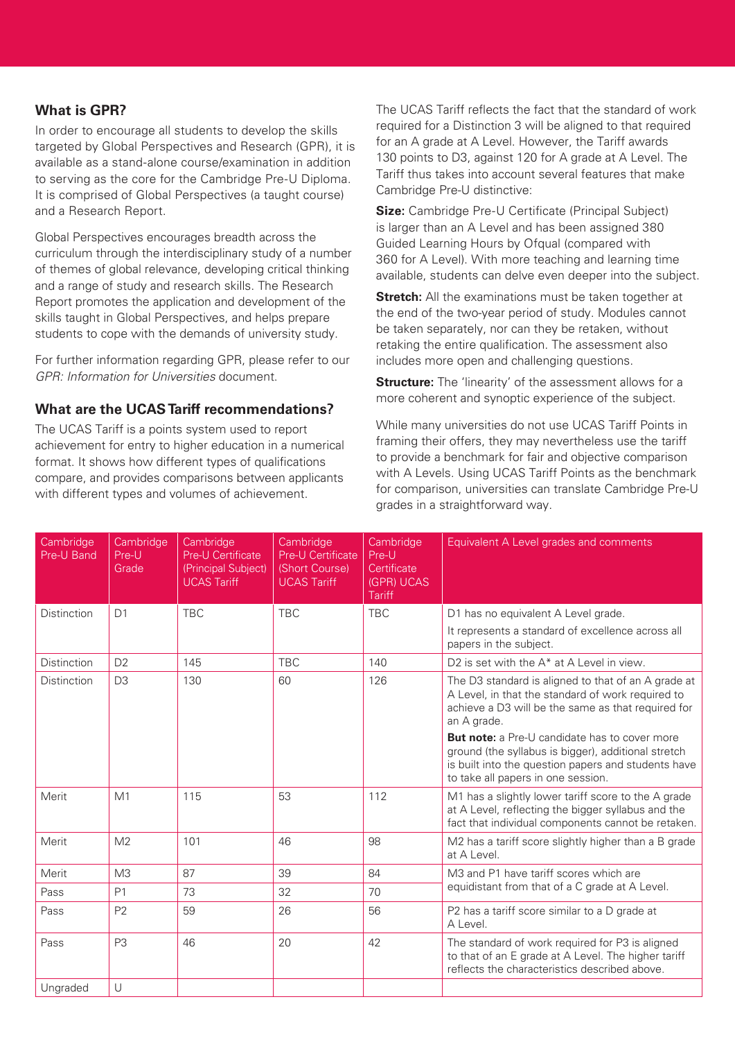## What is GPR?

In order to encourage all students to develop the skills targeted by Global Perspectives and Research (GPR), it is available as a stand-alone course/examination in addition to serving as the core for the Cambridge Pre-U Diploma. It is comprised of Global Perspectives (a taught course) and a Research Report.

Global Perspectives encourages breadth across the curriculum through the interdisciplinary study of a number of themes of global relevance, developing critical thinking and a range of study and research skills. The Research Report promotes the application and development of the skills taught in Global Perspectives, and helps prepare students to cope with the demands of university study.

For further information regarding GPR, please refer to our *GPR: Information for Universities* document.

## What are the UCAS Tariff recommendations?

The UCAS Tariff is a points system used to report achievement for entry to higher education in a numerical format. It shows how different types of qualifications compare, and provides comparisons between applicants with different types and volumes of achievement.

The UCAS Tariff reflects the fact that the standard of work required for a Distinction 3 will be aligned to that required for an A grade at A Level. However, the Tariff awards 130 points to D3, against 120 for A grade at A Level. The Tariff thus takes into account several features that make Cambridge Pre-U distinctive:

**Size:** Cambridge Pre-U Certificate (Principal Subject) is larger than an A Level and has been assigned 380 Guided Learning Hours by Ofqual (compared with 360 for A Level). With more teaching and learning time available, students can delve even deeper into the subject.

**Stretch:** All the examinations must be taken together at the end of the two-year period of study. Modules cannot be taken separately, nor can they be retaken, without retaking the entire qualification. The assessment also includes more open and challenging questions.

**Structure:** The 'linearity' of the assessment allows for a more coherent and synoptic experience of the subject.

While many universities do not use UCAS Tariff Points in framing their offers, they may nevertheless use the tariff to provide a benchmark for fair and objective comparison with A Levels. Using UCAS Tariff Points as the benchmark for comparison, universities can translate Cambridge Pre-U grades in a straightforward way.

| Cambridge Pre-U Band | Cambridge Pre-U Grade | Cambridge Pre-U Certificate (Principal Subject) UCAS Tariff | Cambridge Pre-U Certificate (Short Course) UCAS Tariff | Cambridge Pre-U Certificate (GPR) UCAS Tariff | Equivalent A Level grades and comments |
|---|---|---|---|---|---|
| Distinction | D1 | TBC | TBC | TBC | D1 has no equivalent A Level grade. It represents a standard of excellence across all papers in the subject. |
| Distinction | D2 | 145 | TBC | 140 | D2 is set with the A* at A Level in view. |
| Distinction | D3 | 130 | 60 | 126 | The D3 standard is aligned to that of an A grade at A Level, in that the standard of work required to achieve a D3 will be the same as that required for an A grade. **But note:** a Pre-U candidate has to cover more ground (the syllabus is bigger), additional stretch is built into the question papers and students have to take all papers in one session. |
| Merit | M1 | 115 | 53 | 112 | M1 has a slightly lower tariff score to the A grade at A Level, reflecting the bigger syllabus and the fact that individual components cannot be retaken. |
| Merit | M2 | 101 | 46 | 98 | M2 has a tariff score slightly higher than a B grade at A Level. |
| Merit | M3 | 87 | 39 | 84 | M3 and P1 have tariff scores which are equidistant from that of a C grade at A Level. |
| Pass | P1 | 73 | 32 | 70 | |
| Pass | P2 | 59 | 26 | 56 | P2 has a tariff score similar to a D grade at A Level. |
| Pass | P3 | 46 | 20 | 42 | The standard of work required for P3 is aligned to that of an E grade at A Level. The higher tariff reflects the characteristics described above. |
| Ungraded | U | | | | |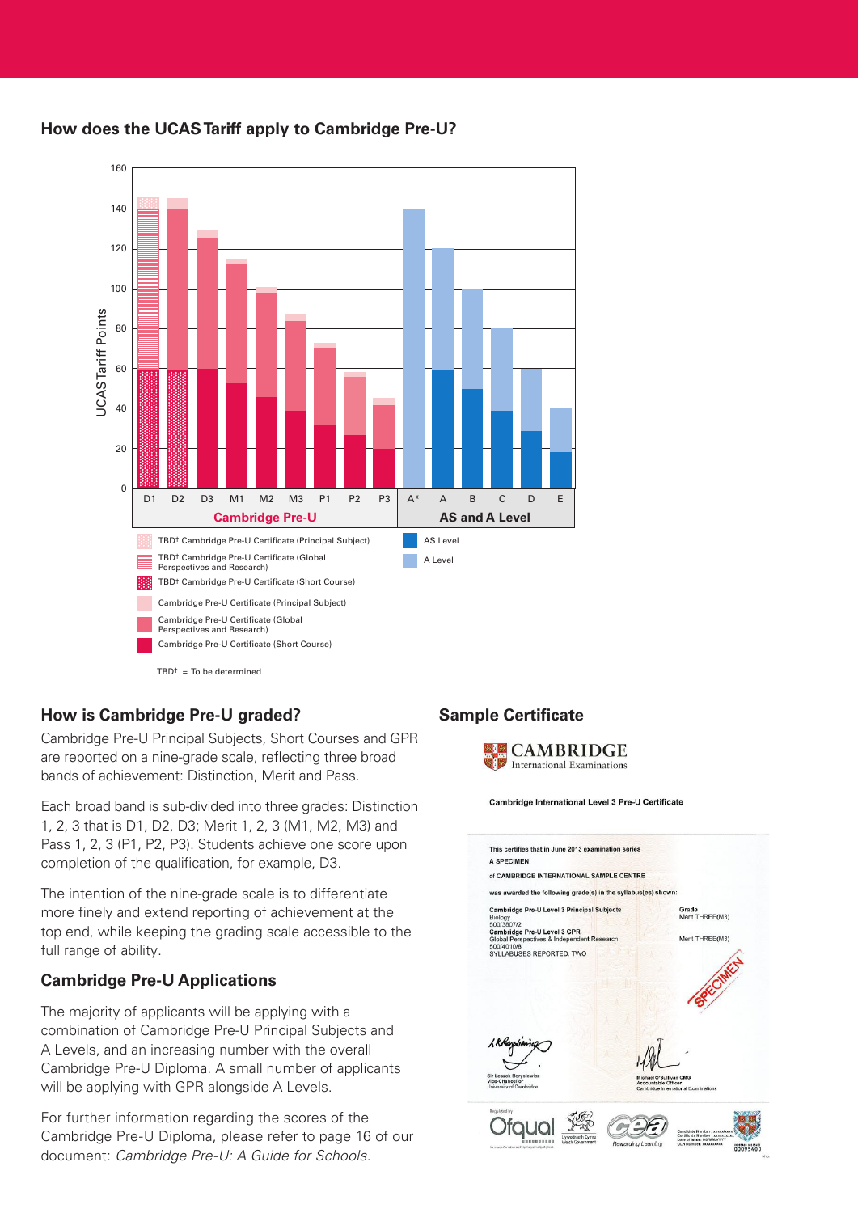## How does the UCAS Tariff apply to Cambridge Pre-U?

UCAS Tariff Points

160
140
120
100
80
60
40
20
0

D1 D2 D3 M1 M2 M3 P1 P2 P3 A* A B C D E

**Cambridge Pre-U** **AS and A Level**

- TBD† Cambridge Pre-U Certificate (Principal Subject)
- TBD† Cambridge Pre-U Certificate (Global Perspectives and Research)
- TBD† Cambridge Pre-U Certificate (Short Course)
- Cambridge Pre-U Certificate (Principal Subject)
- Cambridge Pre-U Certificate (Global Perspectives and Research)
- Cambridge Pre-U Certificate (Short Course)
- AS Level
- A Level

TBD† = To be determined

## How is Cambridge Pre-U graded?

Cambridge Pre-U Principal Subjects, Short Courses and GPR are reported on a nine-grade scale, reflecting three broad bands of achievement: Distinction, Merit and Pass.

Each broad band is sub-divided into three grades: Distinction 1, 2, 3 that is D1, D2, D3; Merit 1, 2, 3 (M1, M2, M3) and Pass 1, 2, 3 (P1, P2, P3). Students achieve one score upon completion of the qualification, for example, D3.

The intention of the nine-grade scale is to differentiate more finely and extend reporting of achievement at the top end, while keeping the grading scale accessible to the full range of ability.

## Cambridge Pre-U Applications

The majority of applicants will be applying with a combination of Cambridge Pre-U Principal Subjects and A Levels, and an increasing number with the overall Cambridge Pre-U Diploma. A small number of applicants will be applying with GPR alongside A Levels.

For further information regarding the scores of the Cambridge Pre-U Diploma, please refer to page 16 of our document: *Cambridge Pre-U: A Guide for Schools.*

## Sample Certificate

CAMBRIDGE International Examinations

Cambridge International Level 3 Pre-U Certificate

This certifies that in June 2013 examination series
A SPECIMEN
of CAMBRIDGE INTERNATIONAL SAMPLE CENTRE
was awarded the following grade(s) in the syllabus(es) shown:

| | Grade |
|---|---|
| Cambridge Pre-U Level 3 Principal Subjects<br>Biology<br>500/3807/2 | Merit THREE(M3) |
| Cambridge Pre-U Level 3 GPR<br>Global Perspectives & Independent Research<br>500/4010/8 | Merit THREE(M3) |

SYLLABUSES REPORTED: TWO

SPECIMEN

Sir Leszek Borysiewicz
Vice-Chancellor
University of Cambridge

Michael O'Sullivan CMG
Accountable Officer
Cambridge International Examinations

Regulated by Ofqual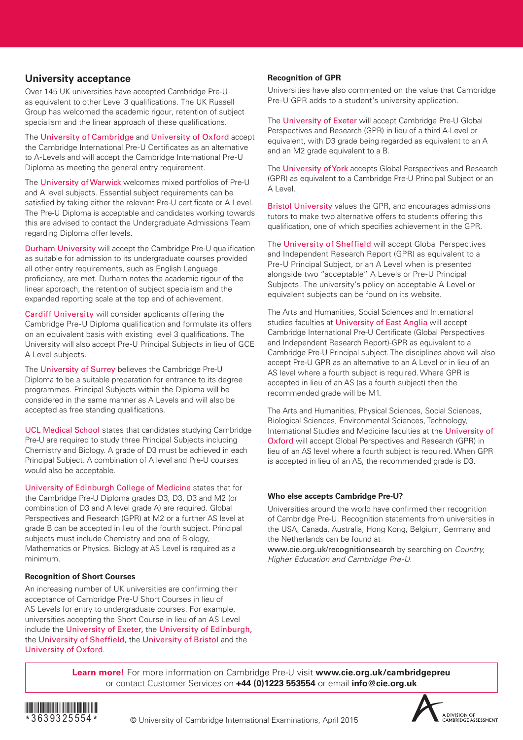## University acceptance

Over 145 UK universities have accepted Cambridge Pre-U as equivalent to other Level 3 qualifications. The UK Russell Group has welcomed the academic rigour, retention of subject specialism and the linear approach of these qualifications.

The University of Cambridge and University of Oxford accept the Cambridge International Pre-U Certificates as an alternative to A-Levels and will accept the Cambridge International Pre-U Diploma as meeting the general entry requirement.

The University of Warwick welcomes mixed portfolios of Pre-U and A level subjects. Essential subject requirements can be satisfied by taking either the relevant Pre-U certificate or A Level. The Pre-U Diploma is acceptable and candidates working towards this are advised to contact the Undergraduate Admissions Team regarding Diploma offer levels.

Durham University will accept the Cambridge Pre-U qualification as suitable for admission to its undergraduate courses provided all other entry requirements, such as English Language proficiency, are met. Durham notes the academic rigour of the linear approach, the retention of subject specialism and the expanded reporting scale at the top end of achievement.

Cardiff University will consider applicants offering the Cambridge Pre-U Diploma qualification and formulate its offers on an equivalent basis with existing level 3 qualifications. The University will also accept Pre-U Principal Subjects in lieu of GCE A Level subjects.

The University of Surrey believes the Cambridge Pre-U Diploma to be a suitable preparation for entrance to its degree programmes. Principal Subjects within the Diploma will be considered in the same manner as A Levels and will also be accepted as free standing qualifications.

UCL Medical School states that candidates studying Cambridge Pre-U are required to study three Principal Subjects including Chemistry and Biology. A grade of D3 must be achieved in each Principal Subject. A combination of A level and Pre-U courses would also be acceptable.

University of Edinburgh College of Medicine states that for the Cambridge Pre-U Diploma grades D3, D3, D3 and M2 (or combination of D3 and A level grade A) are required. Global Perspectives and Research (GPR) at M2 or a further AS level at grade B can be accepted in lieu of the fourth subject. Principal subjects must include Chemistry and one of Biology, Mathematics or Physics. Biology at AS Level is required as a minimum.

#### Recognition of Short Courses

An increasing number of UK universities are confirming their acceptance of Cambridge Pre-U Short Courses in lieu of AS Levels for entry to undergraduate courses. For example, universities accepting the Short Course in lieu of an AS Level include the University of Exeter, the University of Edinburgh, the University of Sheffield, the University of Bristol and the University of Oxford.

#### Recognition of GPR

Universities have also commented on the value that Cambridge Pre-U GPR adds to a student's university application.

The University of Exeter will accept Cambridge Pre-U Global Perspectives and Research (GPR) in lieu of a third A-Level or equivalent, with D3 grade being regarded as equivalent to an A and an M2 grade equivalent to a B.

The University of York accepts Global Perspectives and Research (GPR) as equivalent to a Cambridge Pre-U Principal Subject or an A Level.

Bristol University values the GPR, and encourages admissions tutors to make two alternative offers to students offering this qualification, one of which specifies achievement in the GPR.

The University of Sheffield will accept Global Perspectives and Independent Research Report (GPR) as equivalent to a Pre-U Principal Subject, or an A Level when is presented alongside two "acceptable" A Levels or Pre-U Principal Subjects. The university's policy on acceptable A Level or equivalent subjects can be found on its website.

The Arts and Humanities, Social Sciences and International studies faculties at University of East Anglia will accept Cambridge International Pre-U Certificate (Global Perspectives and Independent Research Report)-GPR as equivalent to a Cambridge Pre-U Principal subject. The disciplines above will also accept Pre-U GPR as an alternative to an A Level or in lieu of an AS level where a fourth subject is required. Where GPR is accepted in lieu of an AS (as a fourth subject) then the recommended grade will be M1.

The Arts and Humanities, Physical Sciences, Social Sciences, Biological Sciences, Environmental Sciences, Technology, International Studies and Medicine faculties at the University of Oxford will accept Global Perspectives and Research (GPR) in lieu of an AS level where a fourth subject is required. When GPR is accepted in lieu of an AS, the recommended grade is D3.

#### Who else accepts Cambridge Pre-U?

Universities around the world have confirmed their recognition of Cambridge Pre-U. Recognition statements from universities in the USA, Canada, Australia, Hong Kong, Belgium, Germany and the Netherlands can be found at www.cie.org.uk/recognitionsearch by searching on *Country, Higher Education and Cambridge Pre-U.*

**Learn more!** For more information on Cambridge Pre-U visit **www.cie.org.uk/cambridgepreu** or contact Customer Services on **+44 (0)1223 553554** or email **info@cie.org.uk**

*3639325554*

© University of Cambridge International Examinations, April 2015

A DIVISION OF CAMBRIDGE ASSESSMENT